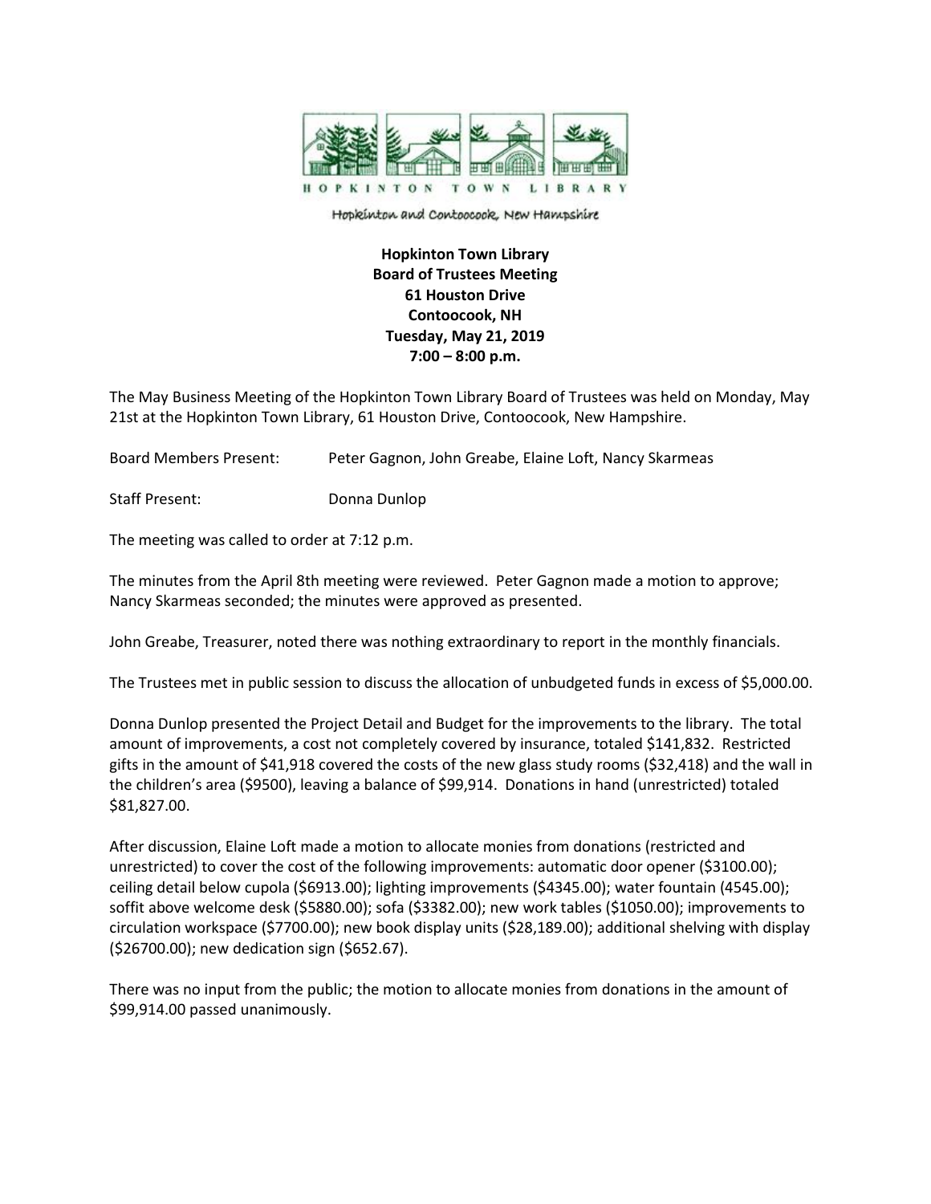HOPKINTON TOWN LIBRARY

Hopkinton and Contoocook, New Hampshire

**Hopkinton Town Library**
**Board of Trustees Meeting**
**61 Houston Drive**
**Contoocook, NH**
**Tuesday, May 21, 2019**
**7:00 – 8:00 p.m.**

The May Business Meeting of the Hopkinton Town Library Board of Trustees was held on Monday, May 21st at the Hopkinton Town Library, 61 Houston Drive, Contoocook, New Hampshire.

Board Members Present: Peter Gagnon, John Greabe, Elaine Loft, Nancy Skarmeas

Staff Present: Donna Dunlop

The meeting was called to order at 7:12 p.m.

The minutes from the April 8th meeting were reviewed. Peter Gagnon made a motion to approve; Nancy Skarmeas seconded; the minutes were approved as presented.

John Greabe, Treasurer, noted there was nothing extraordinary to report in the monthly financials.

The Trustees met in public session to discuss the allocation of unbudgeted funds in excess of $5,000.00.

Donna Dunlop presented the Project Detail and Budget for the improvements to the library. The total amount of improvements, a cost not completely covered by insurance, totaled $141,832. Restricted gifts in the amount of $41,918 covered the costs of the new glass study rooms ($32,418) and the wall in the children's area ($9500), leaving a balance of $99,914. Donations in hand (unrestricted) totaled $81,827.00.

After discussion, Elaine Loft made a motion to allocate monies from donations (restricted and unrestricted) to cover the cost of the following improvements: automatic door opener ($3100.00); ceiling detail below cupola ($6913.00); lighting improvements ($4345.00); water fountain (4545.00); soffit above welcome desk ($5880.00); sofa ($3382.00); new work tables ($1050.00); improvements to circulation workspace ($7700.00); new book display units ($28,189.00); additional shelving with display ($26700.00); new dedication sign ($652.67).

There was no input from the public; the motion to allocate monies from donations in the amount of $99,914.00 passed unanimously.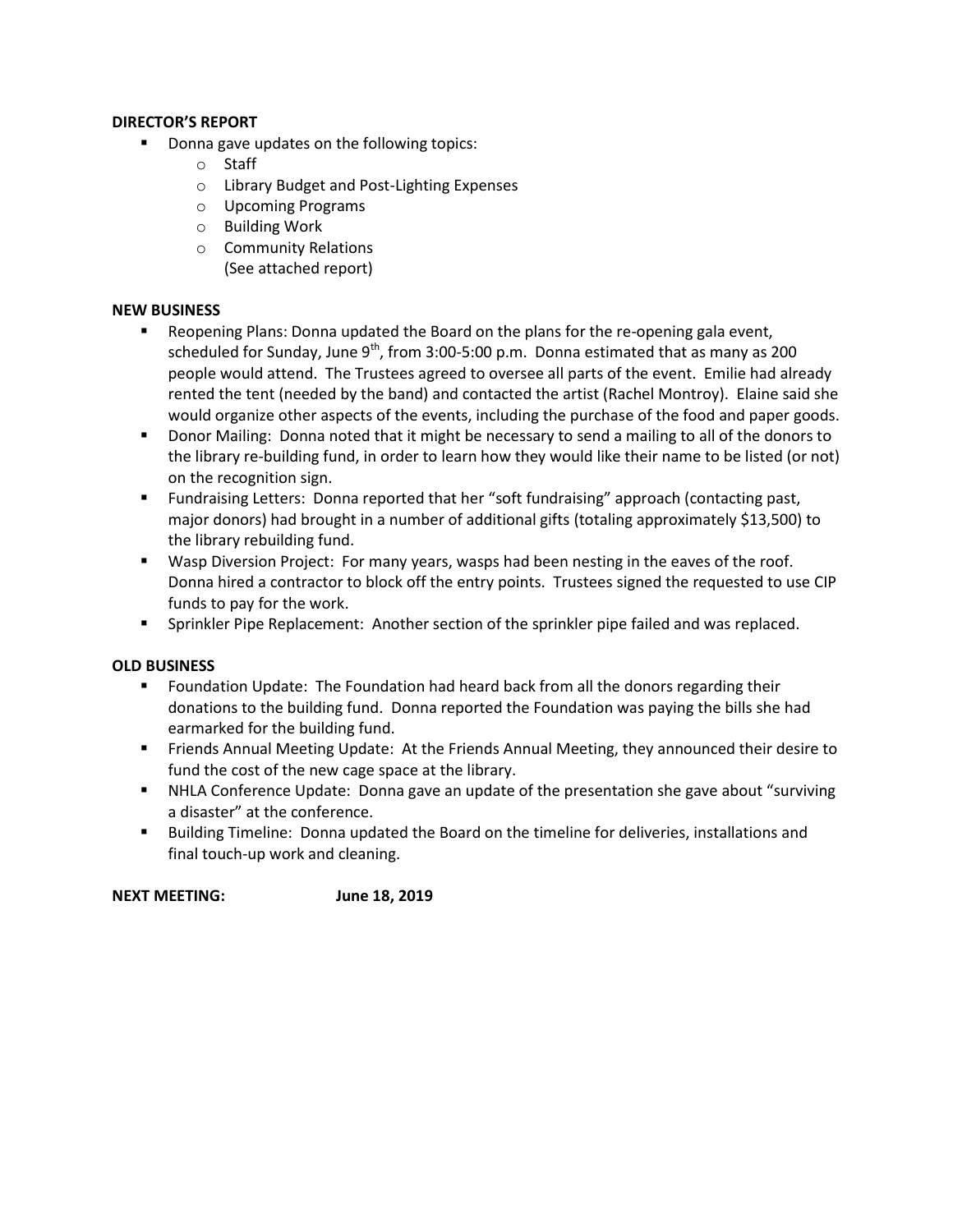**DIRECTOR'S REPORT**

- Donna gave updates on the following topics:
  - Staff
  - Library Budget and Post-Lighting Expenses
  - Upcoming Programs
  - Building Work
  - Community Relations
    (See attached report)

**NEW BUSINESS**

- Reopening Plans: Donna updated the Board on the plans for the re-opening gala event, scheduled for Sunday, June 9th, from 3:00-5:00 p.m. Donna estimated that as many as 200 people would attend. The Trustees agreed to oversee all parts of the event. Emilie had already rented the tent (needed by the band) and contacted the artist (Rachel Montroy). Elaine said she would organize other aspects of the events, including the purchase of the food and paper goods.
- Donor Mailing: Donna noted that it might be necessary to send a mailing to all of the donors to the library re-building fund, in order to learn how they would like their name to be listed (or not) on the recognition sign.
- Fundraising Letters: Donna reported that her "soft fundraising" approach (contacting past, major donors) had brought in a number of additional gifts (totaling approximately $13,500) to the library rebuilding fund.
- Wasp Diversion Project: For many years, wasps had been nesting in the eaves of the roof. Donna hired a contractor to block off the entry points. Trustees signed the requested to use CIP funds to pay for the work.
- Sprinkler Pipe Replacement: Another section of the sprinkler pipe failed and was replaced.

**OLD BUSINESS**

- Foundation Update: The Foundation had heard back from all the donors regarding their donations to the building fund. Donna reported the Foundation was paying the bills she had earmarked for the building fund.
- Friends Annual Meeting Update: At the Friends Annual Meeting, they announced their desire to fund the cost of the new cage space at the library.
- NHLA Conference Update: Donna gave an update of the presentation she gave about "surviving a disaster" at the conference.
- Building Timeline: Donna updated the Board on the timeline for deliveries, installations and final touch-up work and cleaning.

**NEXT MEETING:** **June 18, 2019**